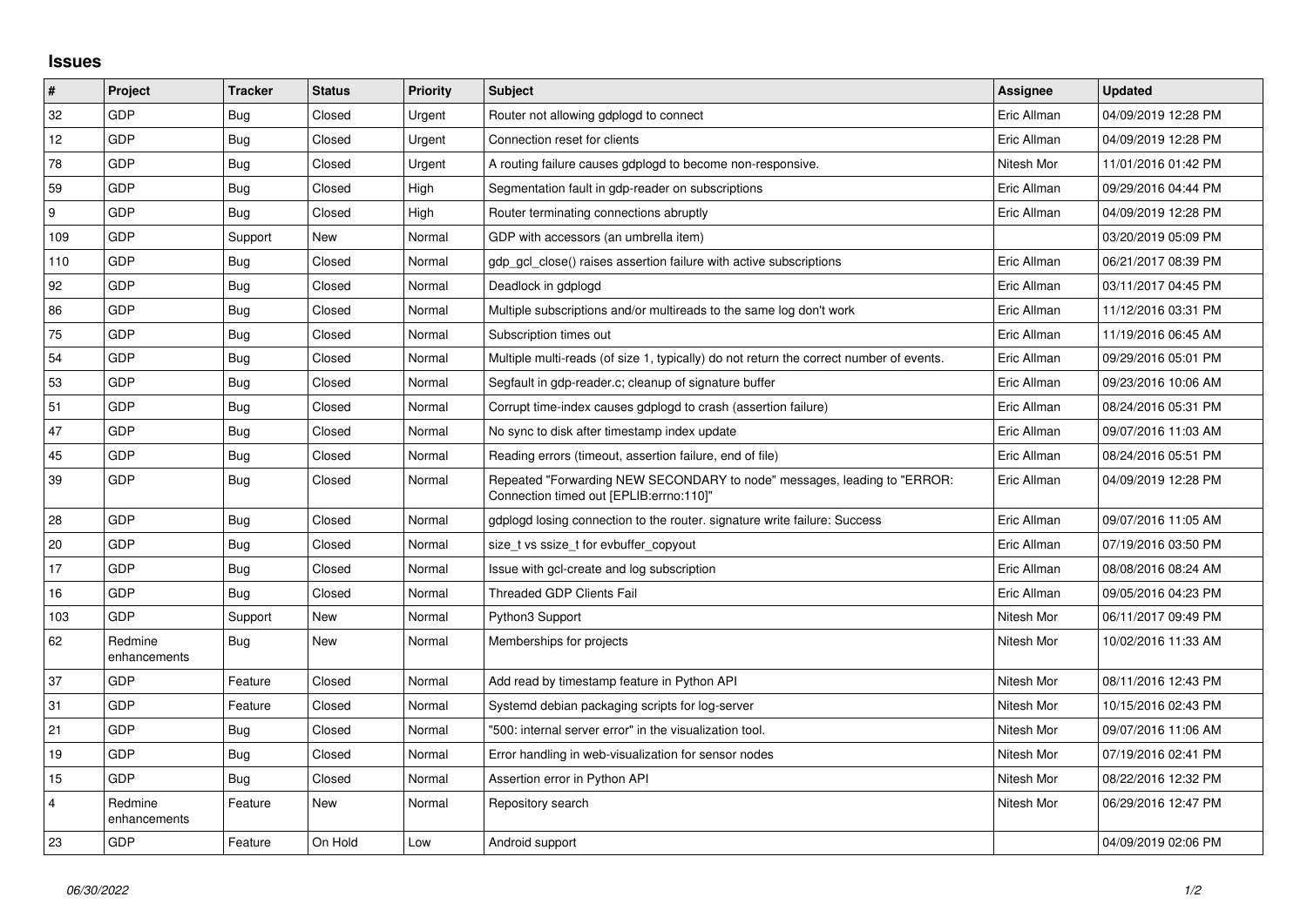## Issues

| # | Project | Tracker | Status | Priority | Subject | Assignee | Updated |
|---|---|---|---|---|---|---|---|
| 32 | GDP | Bug | Closed | Urgent | Router not allowing gdplogd to connect | Eric Allman | 04/09/2019 12:28 PM |
| 12 | GDP | Bug | Closed | Urgent | Connection reset for clients | Eric Allman | 04/09/2019 12:28 PM |
| 78 | GDP | Bug | Closed | Urgent | A routing failure causes gdplogd to become non-responsive. | Nitesh Mor | 11/01/2016 01:42 PM |
| 59 | GDP | Bug | Closed | High | Segmentation fault in gdp-reader on subscriptions | Eric Allman | 09/29/2016 04:44 PM |
| 9 | GDP | Bug | Closed | High | Router terminating connections abruptly | Eric Allman | 04/09/2019 12:28 PM |
| 109 | GDP | Support | New | Normal | GDP with accessors (an umbrella item) | | 03/20/2019 05:09 PM |
| 110 | GDP | Bug | Closed | Normal | gdp_gcl_close() raises assertion failure with active subscriptions | Eric Allman | 06/21/2017 08:39 PM |
| 92 | GDP | Bug | Closed | Normal | Deadlock in gdplogd | Eric Allman | 03/11/2017 04:45 PM |
| 86 | GDP | Bug | Closed | Normal | Multiple subscriptions and/or multireads to the same log don't work | Eric Allman | 11/12/2016 03:31 PM |
| 75 | GDP | Bug | Closed | Normal | Subscription times out | Eric Allman | 11/19/2016 06:45 AM |
| 54 | GDP | Bug | Closed | Normal | Multiple multi-reads (of size 1, typically) do not return the correct number of events. | Eric Allman | 09/29/2016 05:01 PM |
| 53 | GDP | Bug | Closed | Normal | Segfault in gdp-reader.c; cleanup of signature buffer | Eric Allman | 09/23/2016 10:06 AM |
| 51 | GDP | Bug | Closed | Normal | Corrupt time-index causes gdplogd to crash (assertion failure) | Eric Allman | 08/24/2016 05:31 PM |
| 47 | GDP | Bug | Closed | Normal | No sync to disk after timestamp index update | Eric Allman | 09/07/2016 11:03 AM |
| 45 | GDP | Bug | Closed | Normal | Reading errors (timeout, assertion failure, end of file) | Eric Allman | 08/24/2016 05:51 PM |
| 39 | GDP | Bug | Closed | Normal | Repeated "Forwarding NEW SECONDARY to node" messages, leading to "ERROR: Connection timed out [EPLIB:errno:110]" | Eric Allman | 04/09/2019 12:28 PM |
| 28 | GDP | Bug | Closed | Normal | gdplogd losing connection to the router. signature write failure: Success | Eric Allman | 09/07/2016 11:05 AM |
| 20 | GDP | Bug | Closed | Normal | size_t vs ssize_t for evbuffer_copyout | Eric Allman | 07/19/2016 03:50 PM |
| 17 | GDP | Bug | Closed | Normal | Issue with gcl-create and log subscription | Eric Allman | 08/08/2016 08:24 AM |
| 16 | GDP | Bug | Closed | Normal | Threaded GDP Clients Fail | Eric Allman | 09/05/2016 04:23 PM |
| 103 | GDP | Support | New | Normal | Python3 Support | Nitesh Mor | 06/11/2017 09:49 PM |
| 62 | Redmine enhancements | Bug | New | Normal | Memberships for projects | Nitesh Mor | 10/02/2016 11:33 AM |
| 37 | GDP | Feature | Closed | Normal | Add read by timestamp feature in Python API | Nitesh Mor | 08/11/2016 12:43 PM |
| 31 | GDP | Feature | Closed | Normal | Systemd debian packaging scripts for log-server | Nitesh Mor | 10/15/2016 02:43 PM |
| 21 | GDP | Bug | Closed | Normal | "500: internal server error" in the visualization tool. | Nitesh Mor | 09/07/2016 11:06 AM |
| 19 | GDP | Bug | Closed | Normal | Error handling in web-visualization for sensor nodes | Nitesh Mor | 07/19/2016 02:41 PM |
| 15 | GDP | Bug | Closed | Normal | Assertion error in Python API | Nitesh Mor | 08/22/2016 12:32 PM |
| 4 | Redmine enhancements | Feature | New | Normal | Repository search | Nitesh Mor | 06/29/2016 12:47 PM |
| 23 | GDP | Feature | On Hold | Low | Android support | | 04/09/2019 02:06 PM |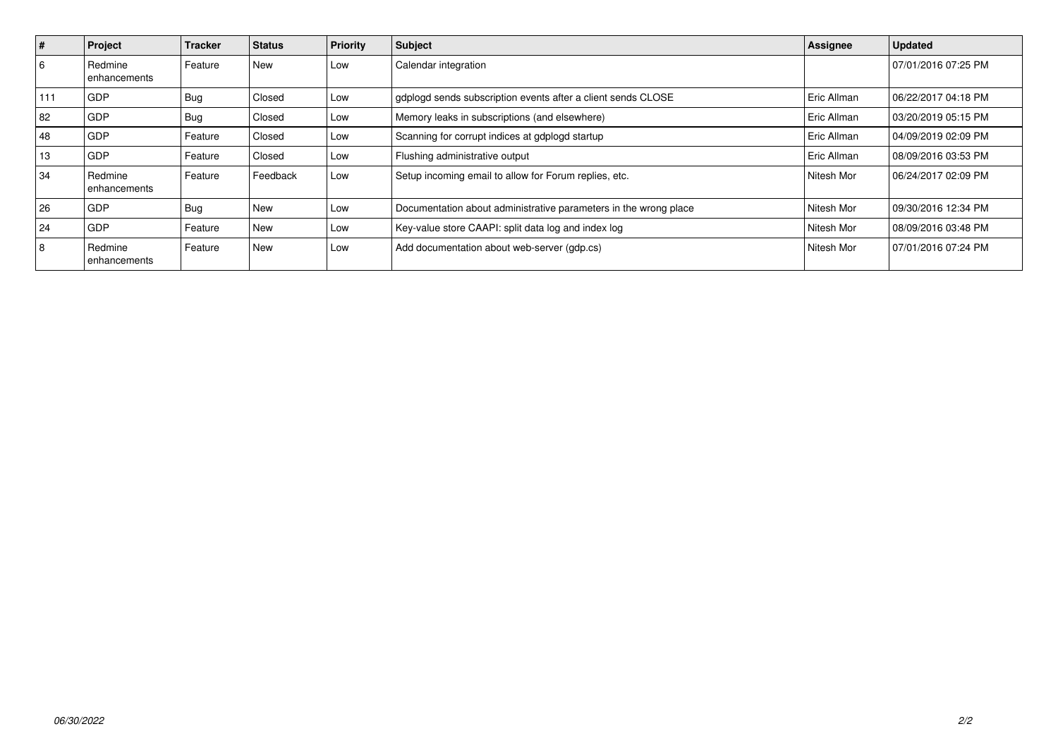| # | Project | Tracker | Status | Priority | Subject | Assignee | Updated |
|---|---|---|---|---|---|---|---|
| 6 | Redmine enhancements | Feature | New | Low | Calendar integration | | 07/01/2016 07:25 PM |
| 111 | GDP | Bug | Closed | Low | gdplogd sends subscription events after a client sends CLOSE | Eric Allman | 06/22/2017 04:18 PM |
| 82 | GDP | Bug | Closed | Low | Memory leaks in subscriptions (and elsewhere) | Eric Allman | 03/20/2019 05:15 PM |
| 48 | GDP | Feature | Closed | Low | Scanning for corrupt indices at gdplogd startup | Eric Allman | 04/09/2019 02:09 PM |
| 13 | GDP | Feature | Closed | Low | Flushing administrative output | Eric Allman | 08/09/2016 03:53 PM |
| 34 | Redmine enhancements | Feature | Feedback | Low | Setup incoming email to allow for Forum replies, etc. | Nitesh Mor | 06/24/2017 02:09 PM |
| 26 | GDP | Bug | New | Low | Documentation about administrative parameters in the wrong place | Nitesh Mor | 09/30/2016 12:34 PM |
| 24 | GDP | Feature | New | Low | Key-value store CAAPI: split data log and index log | Nitesh Mor | 08/09/2016 03:48 PM |
| 8 | Redmine enhancements | Feature | New | Low | Add documentation about web-server (gdp.cs) | Nitesh Mor | 07/01/2016 07:24 PM |